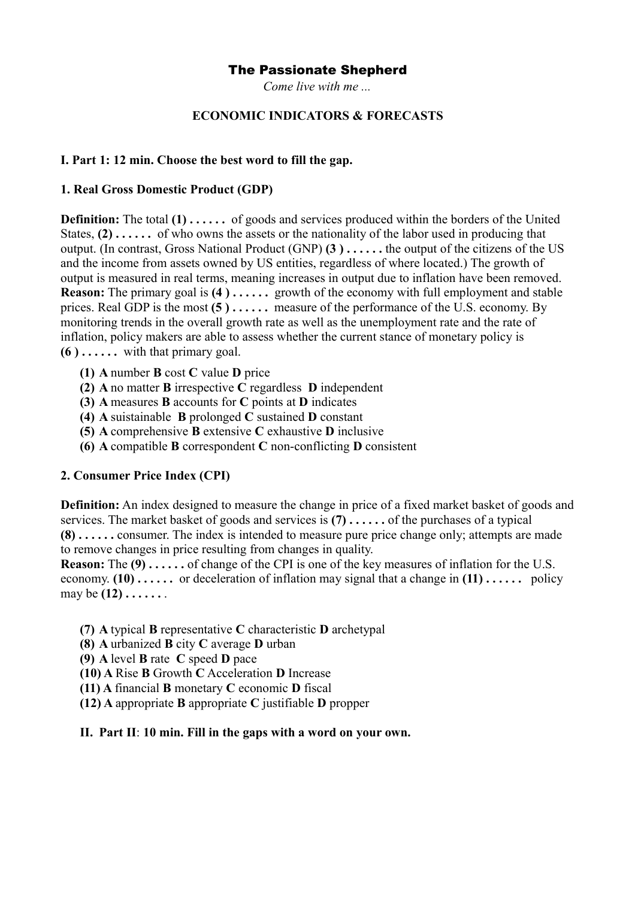# The Passionate Shepherd

*Come live with me ...*

## ECONOMIC INDICATORS & FORECASTS

### I. Part 1: 12 min. Choose the best word to fill the gap.

### 1. Real Gross Domestic Product (GDP)

**Definition:** The total **(1) . . . . . .** of goods and services produced within the borders of the United States, **(2) . . . . . .** of who owns the assets or the nationality of the labor used in producing that output. (In contrast, Gross National Product (GNP) **(3 ) . . . . . .** the output of the citizens of the US and the income from assets owned by US entities, regardless of where located.) The growth of output is measured in real terms, meaning increases in output due to inflation have been removed.
**Reason:** The primary goal is **(4 ) . . . . . .** growth of the economy with full employment and stable prices. Real GDP is the most **(5 ) . . . . . .** measure of the performance of the U.S. economy. By monitoring trends in the overall growth rate as well as the unemployment rate and the rate of inflation, policy makers are able to assess whether the current stance of monetary policy is **(6 ) . . . . . .** with that primary goal.

- **(1)** **A** number **B** cost **C** value **D** price
- **(2)** **A** no matter **B** irrespective **C** regardless **D** independent
- **(3)** **A** measures **B** accounts for **C** points at **D** indicates
- **(4)** **A** suistainable **B** prolonged **C** sustained **D** constant
- **(5)** **A** comprehensive **B** extensive **C** exhaustive **D** inclusive
- **(6)** **A** compatible **B** correspondent **C** non-conflicting **D** consistent

### 2. Consumer Price Index (CPI)

**Definition:** An index designed to measure the change in price of a fixed market basket of goods and services. The market basket of goods and services is **(7) . . . . . .** of the purchases of a typical **(8) . . . . . .** consumer. The index is intended to measure pure price change only; attempts are made to remove changes in price resulting from changes in quality.
**Reason:** The **(9) . . . . . .** of change of the CPI is one of the key measures of inflation for the U.S. economy. **(10) . . . . . .** or deceleration of inflation may signal that a change in **(11) . . . . . .** policy may be **(12) . . . . . . .**

- **(7)** **A** typical **B** representative **C** characteristic **D** archetypal
- **(8)** **A** urbanized **B** city **C** average **D** urban
- **(9)** **A** level **B** rate **C** speed **D** pace
- **(10)** **A** Rise **B** Growth **C** Acceleration **D** Increase
- **(11)** **A** financial **B** monetary **C** economic **D** fiscal
- **(12)** **A** appropriate **B** appropriate **C** justifiable **D** propper

### II. Part II: 10 min. Fill in the gaps with a word on your own.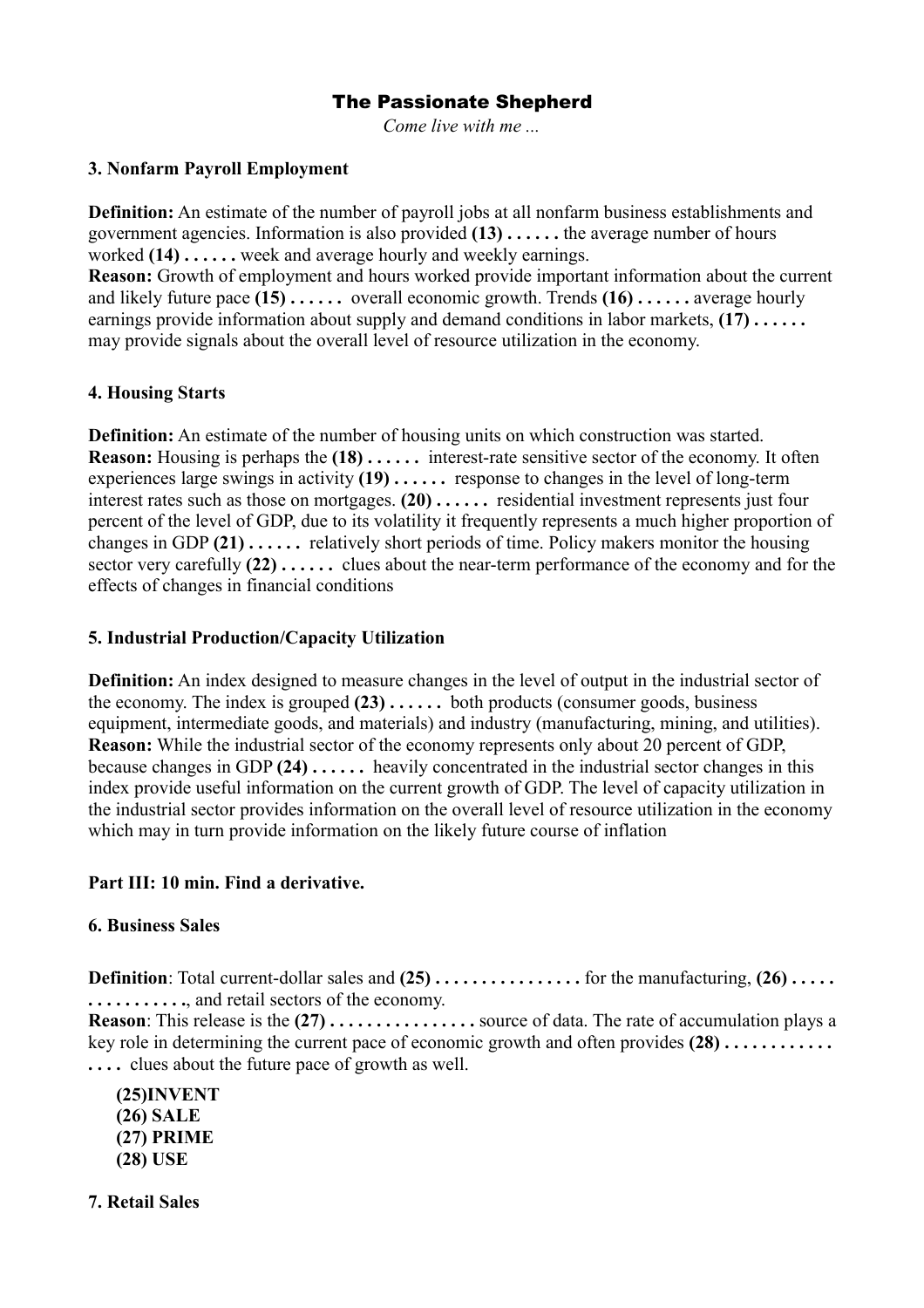## The Passionate Shepherd

*Come live with me ...*

### 3. Nonfarm Payroll Employment

**Definition:** An estimate of the number of payroll jobs at all nonfarm business establishments and government agencies. Information is also provided **(13) . . . . . .** the average number of hours worked **(14) . . . . . .** week and average hourly and weekly earnings.
**Reason:** Growth of employment and hours worked provide important information about the current and likely future pace **(15) . . . . . .** overall economic growth. Trends **(16) . . . . . .** average hourly earnings provide information about supply and demand conditions in labor markets, **(17) . . . . . .** may provide signals about the overall level of resource utilization in the economy.

### 4. Housing Starts

**Definition:** An estimate of the number of housing units on which construction was started.
**Reason:** Housing is perhaps the **(18) . . . . . .** interest-rate sensitive sector of the economy. It often experiences large swings in activity **(19) . . . . . .** response to changes in the level of long-term interest rates such as those on mortgages. **(20) . . . . . .** residential investment represents just four percent of the level of GDP, due to its volatility it frequently represents a much higher proportion of changes in GDP **(21) . . . . . .** relatively short periods of time. Policy makers monitor the housing sector very carefully **(22) . . . . . .** clues about the near-term performance of the economy and for the effects of changes in financial conditions

### 5. Industrial Production/Capacity Utilization

**Definition:** An index designed to measure changes in the level of output in the industrial sector of the economy. The index is grouped **(23) . . . . . .** both products (consumer goods, business equipment, intermediate goods, and materials) and industry (manufacturing, mining, and utilities).
**Reason:** While the industrial sector of the economy represents only about 20 percent of GDP, because changes in GDP **(24) . . . . . .** heavily concentrated in the industrial sector changes in this index provide useful information on the current growth of GDP. The level of capacity utilization in the industrial sector provides information on the overall level of resource utilization in the economy which may in turn provide information on the likely future course of inflation

**Part III: 10 min. Find a derivative.**

### 6. Business Sales

**Definition**: Total current-dollar sales and **(25) . . . . . . . . . . . . . . . .** for the manufacturing, **(26) . . . . . . . . . . . . . . . .**, and retail sectors of the economy.
**Reason**: This release is the **(27) . . . . . . . . . . . . . . . .** source of data. The rate of accumulation plays a key role in determining the current pace of economic growth and often provides **(28) . . . . . . . . . . . . . . . .** clues about the future pace of growth as well.

**(25)INVENT**
**(26) SALE**
**(27) PRIME**
**(28) USE**

### 7. Retail Sales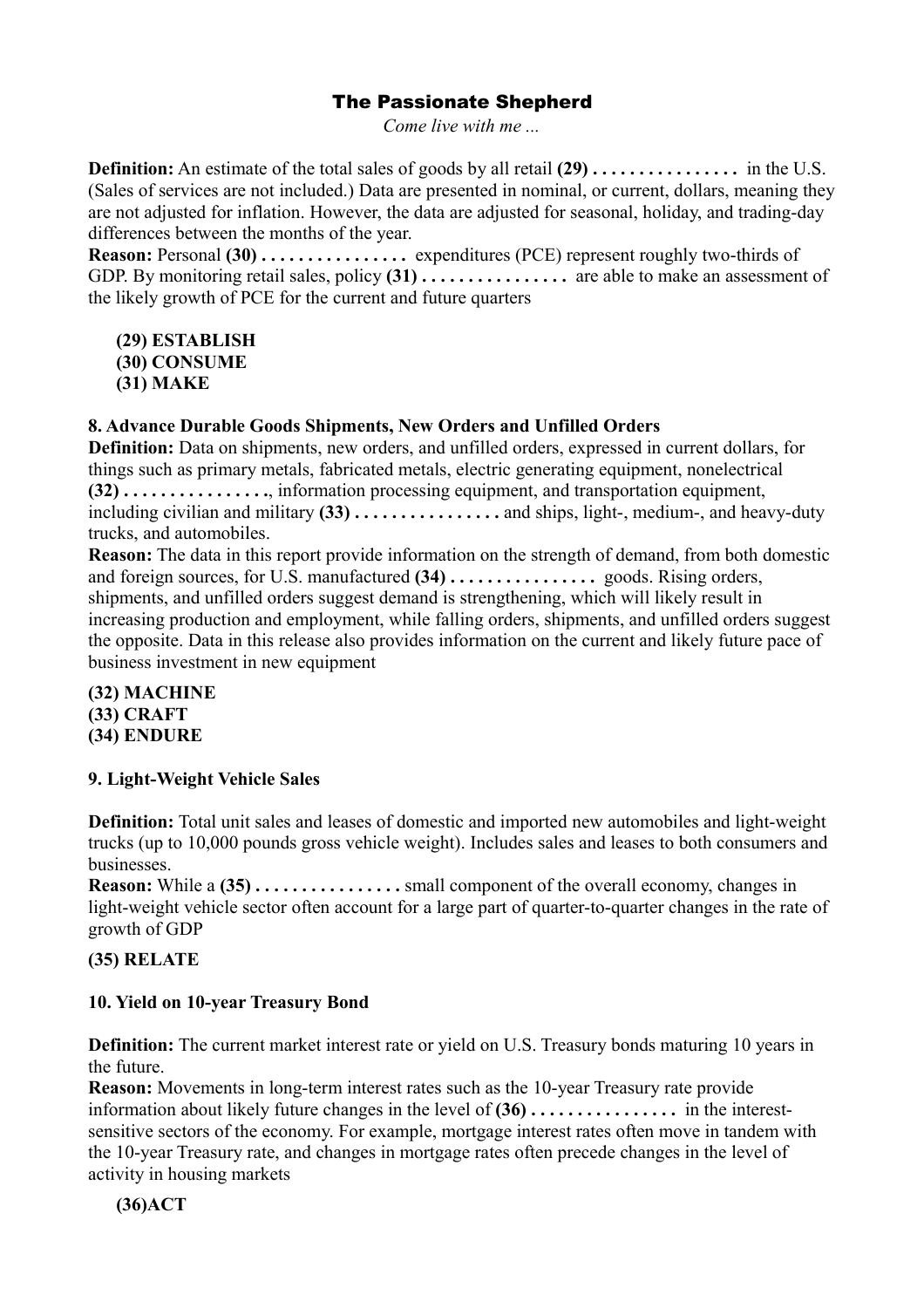## The Passionate Shepherd

*Come live with me ...*

**Definition:** An estimate of the total sales of goods by all retail **(29) . . . . . . . . . . . . . . . .** in the U.S. (Sales of services are not included.) Data are presented in nominal, or current, dollars, meaning they are not adjusted for inflation. However, the data are adjusted for seasonal, holiday, and trading-day differences between the months of the year.
**Reason:** Personal **(30) . . . . . . . . . . . . . . . .** expenditures (PCE) represent roughly two-thirds of GDP. By monitoring retail sales, policy **(31) . . . . . . . . . . . . . . . .** are able to make an assessment of the likely growth of PCE for the current and future quarters

**(29) ESTABLISH**
**(30) CONSUME**
**(31) MAKE**

**8. Advance Durable Goods Shipments, New Orders and Unfilled Orders**

**Definition:** Data on shipments, new orders, and unfilled orders, expressed in current dollars, for things such as primary metals, fabricated metals, electric generating equipment, nonelectrical **(32) . . . . . . . . . . . . . . . .**, information processing equipment, and transportation equipment, including civilian and military **(33) . . . . . . . . . . . . . . . .** and ships, light-, medium-, and heavy-duty trucks, and automobiles.
**Reason:** The data in this report provide information on the strength of demand, from both domestic and foreign sources, for U.S. manufactured **(34) . . . . . . . . . . . . . . . .** goods. Rising orders, shipments, and unfilled orders suggest demand is strengthening, which will likely result in increasing production and employment, while falling orders, shipments, and unfilled orders suggest the opposite. Data in this release also provides information on the current and likely future pace of business investment in new equipment

**(32) MACHINE**
**(33) CRAFT**
**(34) ENDURE**

**9. Light-Weight Vehicle Sales**

**Definition:** Total unit sales and leases of domestic and imported new automobiles and light-weight trucks (up to 10,000 pounds gross vehicle weight). Includes sales and leases to both consumers and businesses.
**Reason:** While a **(35) . . . . . . . . . . . . . . . .** small component of the overall economy, changes in light-weight vehicle sector often account for a large part of quarter-to-quarter changes in the rate of growth of GDP

**(35) RELATE**

**10. Yield on 10-year Treasury Bond**

**Definition:** The current market interest rate or yield on U.S. Treasury bonds maturing 10 years in the future.
**Reason:** Movements in long-term interest rates such as the 10-year Treasury rate provide information about likely future changes in the level of **(36) . . . . . . . . . . . . . . . .** in the interest-sensitive sectors of the economy. For example, mortgage interest rates often move in tandem with the 10-year Treasury rate, and changes in mortgage rates often precede changes in the level of activity in housing markets

**(36)ACT**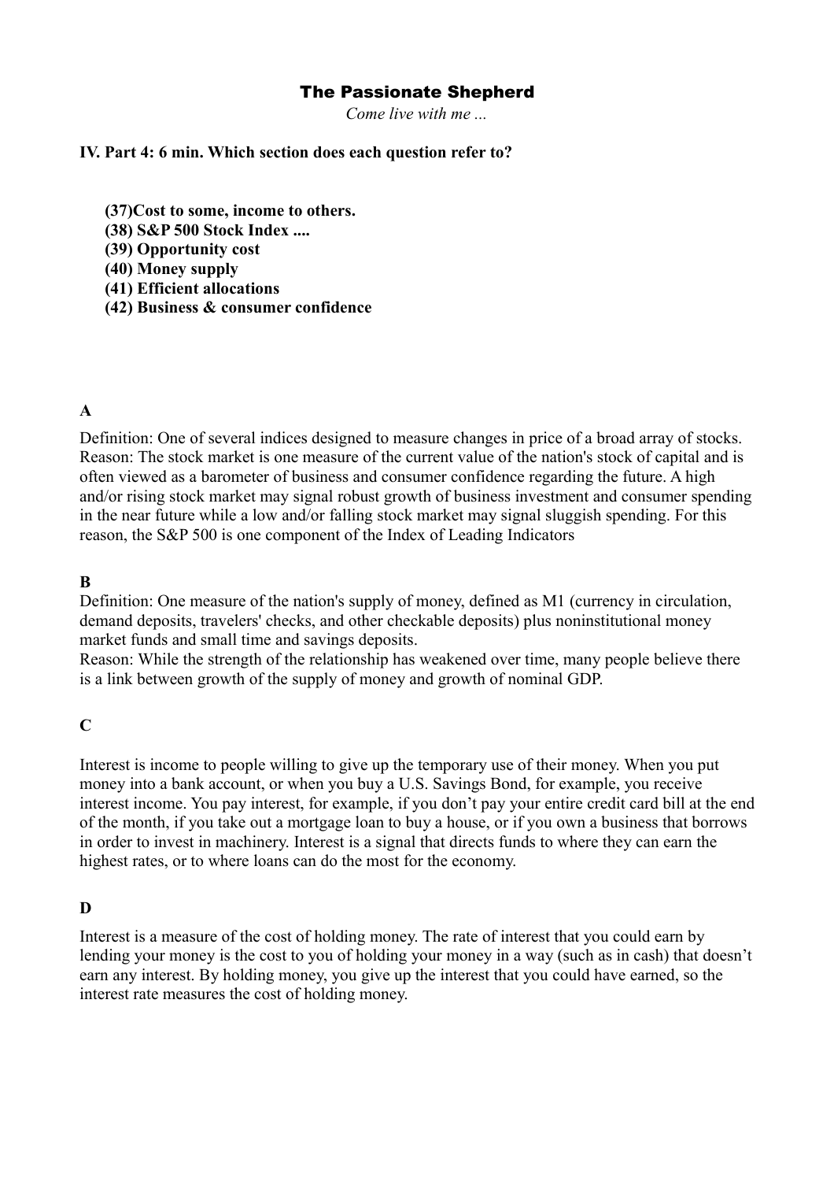## The Passionate Shepherd

*Come live with me ...*

**IV. Part 4: 6 min. Which section does each question refer to?**

**(37)Cost to some, income to others.**
**(38) S&P 500 Stock Index ....**
**(39) Opportunity cost**
**(40) Money supply**
**(41) Efficient allocations**
**(42) Business & consumer confidence**

**A**

Definition: One of several indices designed to measure changes in price of a broad array of stocks. Reason: The stock market is one measure of the current value of the nation's stock of capital and is often viewed as a barometer of business and consumer confidence regarding the future. A high and/or rising stock market may signal robust growth of business investment and consumer spending in the near future while a low and/or falling stock market may signal sluggish spending. For this reason, the S&P 500 is one component of the Index of Leading Indicators

**B**

Definition: One measure of the nation's supply of money, defined as M1 (currency in circulation, demand deposits, travelers' checks, and other checkable deposits) plus noninstitutional money market funds and small time and savings deposits.
Reason: While the strength of the relationship has weakened over time, many people believe there is a link between growth of the supply of money and growth of nominal GDP.

**C**

Interest is income to people willing to give up the temporary use of their money. When you put money into a bank account, or when you buy a U.S. Savings Bond, for example, you receive interest income. You pay interest, for example, if you don't pay your entire credit card bill at the end of the month, if you take out a mortgage loan to buy a house, or if you own a business that borrows in order to invest in machinery. Interest is a signal that directs funds to where they can earn the highest rates, or to where loans can do the most for the economy.

**D**

Interest is a measure of the cost of holding money. The rate of interest that you could earn by lending your money is the cost to you of holding your money in a way (such as in cash) that doesn't earn any interest. By holding money, you give up the interest that you could have earned, so the interest rate measures the cost of holding money.